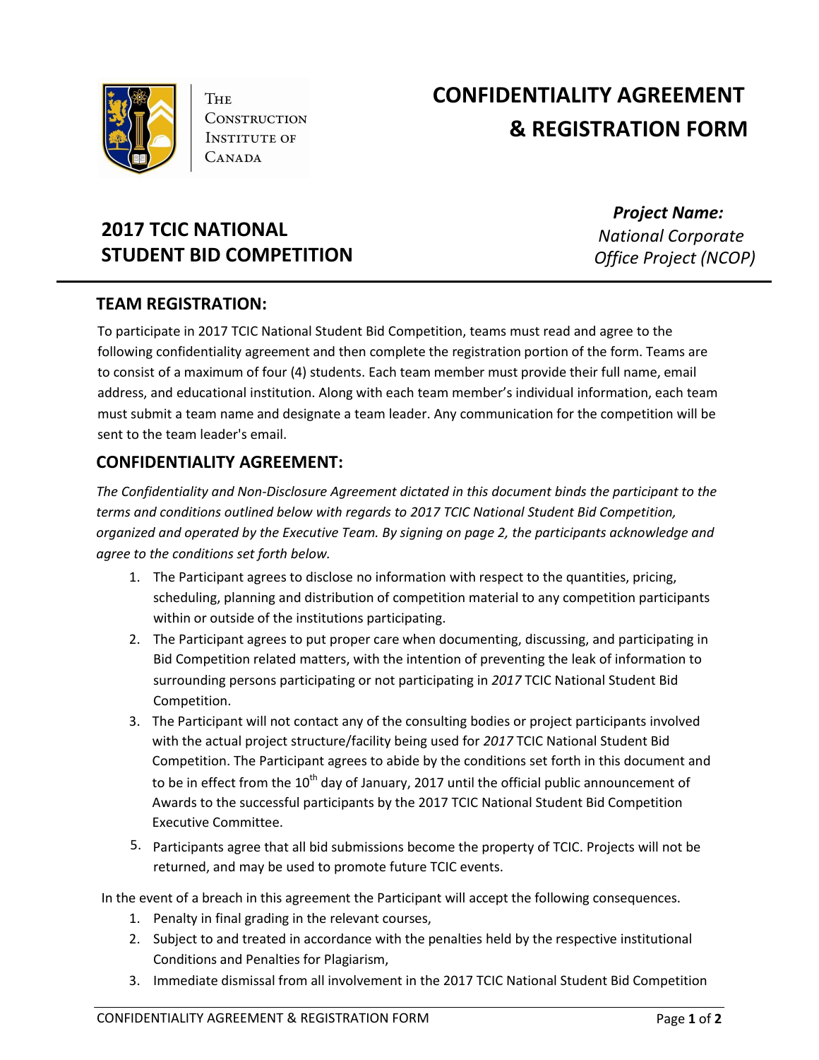The Construction Institute of Canada

# CONFIDENTIALITY AGREEMENT & REGISTRATION FORM

## 2017 TCIC NATIONAL STUDENT BID COMPETITION

***Project Name:***
*National Corporate Office Project (NCOP)*

## TEAM REGISTRATION:

To participate in 2017 TCIC National Student Bid Competition, teams must read and agree to the following confidentiality agreement and then complete the registration portion of the form. Teams are to consist of a maximum of four (4) students. Each team member must provide their full name, email address, and educational institution. Along with each team member's individual information, each team must submit a team name and designate a team leader. Any communication for the competition will be sent to the team leader's email.

## CONFIDENTIALITY AGREEMENT:

*The Confidentiality and Non-Disclosure Agreement dictated in this document binds the participant to the terms and conditions outlined below with regards to 2017 TCIC National Student Bid Competition, organized and operated by the Executive Team. By signing on page 2, the participants acknowledge and agree to the conditions set forth below.*

1. The Participant agrees to disclose no information with respect to the quantities, pricing, scheduling, planning and distribution of competition material to any competition participants within or outside of the institutions participating.
2. The Participant agrees to put proper care when documenting, discussing, and participating in Bid Competition related matters, with the intention of preventing the leak of information to surrounding persons participating or not participating in *2017* TCIC National Student Bid Competition.
3. The Participant will not contact any of the consulting bodies or project participants involved with the actual project structure/facility being used for *2017* TCIC National Student Bid Competition. The Participant agrees to abide by the conditions set forth in this document and to be in effect from the 10th day of January, 2017 until the official public announcement of Awards to the successful participants by the 2017 TCIC National Student Bid Competition Executive Committee.

5. Participants agree that all bid submissions become the property of TCIC. Projects will not be returned, and may be used to promote future TCIC events.

In the event of a breach in this agreement the Participant will accept the following consequences.

1. Penalty in final grading in the relevant courses,
2. Subject to and treated in accordance with the penalties held by the respective institutional Conditions and Penalties for Plagiarism,
3. Immediate dismissal from all involvement in the 2017 TCIC National Student Bid Competition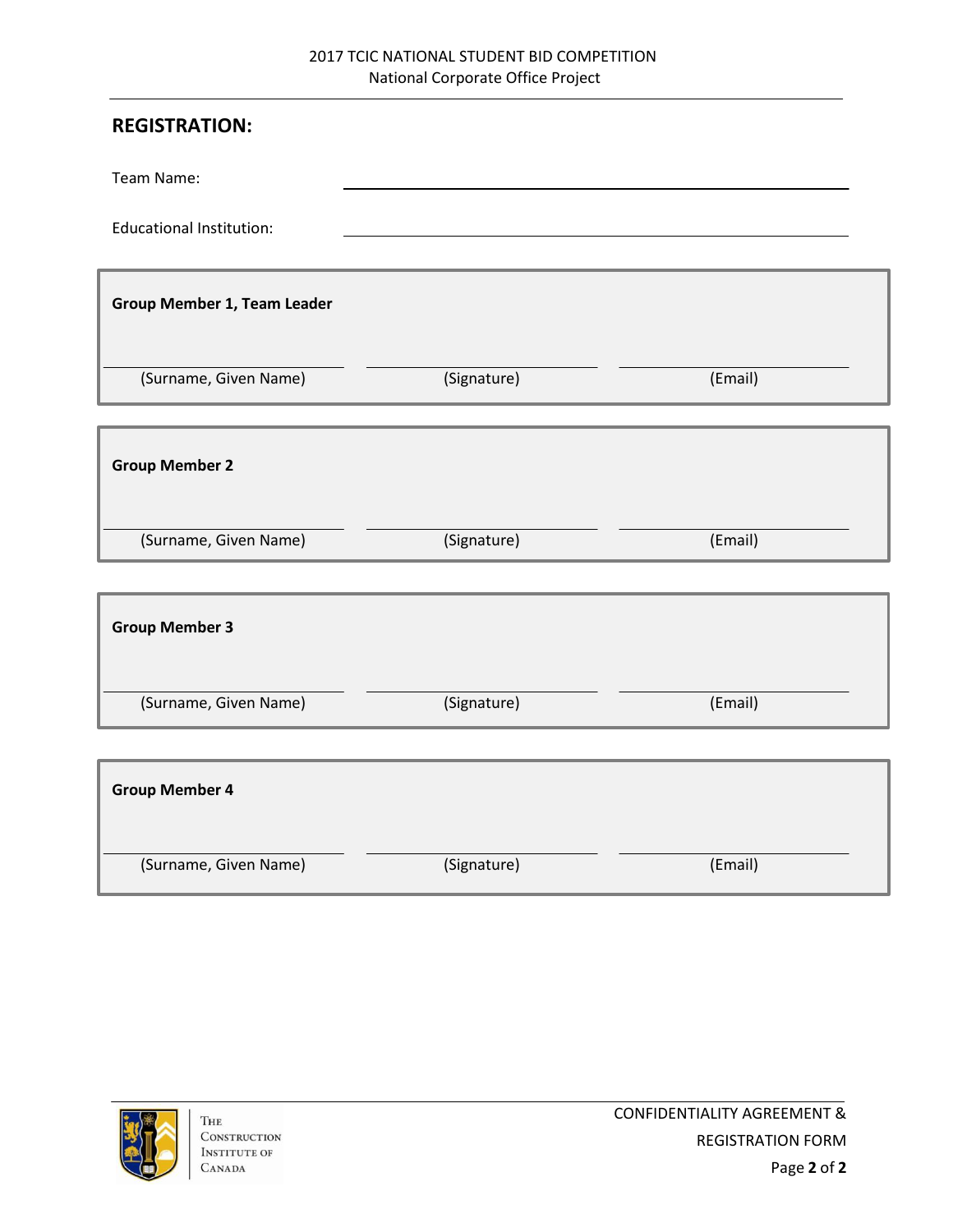## REGISTRATION:

Team Name: \_\_\_\_\_\_\_\_\_\_\_\_\_\_\_\_\_\_\_\_\_\_\_\_\_\_\_\_\_\_

Educational Institution: \_\_\_\_\_\_\_\_\_\_\_\_\_\_\_\_\_\_\_\_\_\_\_\_\_\_\_\_\_\_

**Group Member 1, Team Leader**

| | | |
|---|---|---|
| (Surname, Given Name) | (Signature) | (Email) |

**Group Member 2**

| | | |
|---|---|---|
| (Surname, Given Name) | (Signature) | (Email) |

**Group Member 3**

| | | |
|---|---|---|
| (Surname, Given Name) | (Signature) | (Email) |

**Group Member 4**

| | | |
|---|---|---|
| (Surname, Given Name) | (Signature) | (Email) |